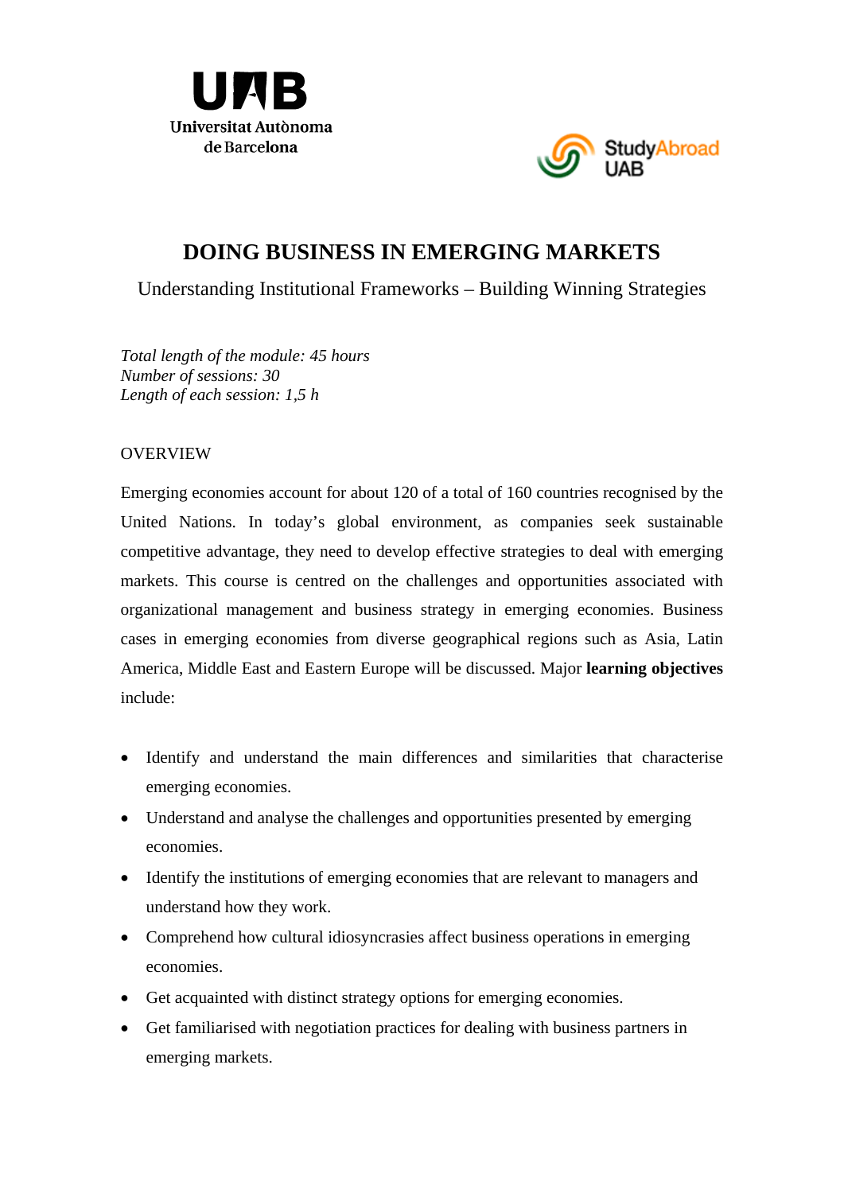# DOING BUSINESS IN EMERGING MARKETS

Understanding Institutional Frameworks – Building Winning Strategies

*Total length of the module: 45 hours*
*Number of sessions: 30*
*Length of each session: 1,5 h*

## OVERVIEW

Emerging economies account for about 120 of a total of 160 countries recognised by the United Nations. In today's global environment, as companies seek sustainable competitive advantage, they need to develop effective strategies to deal with emerging markets. This course is centred on the challenges and opportunities associated with organizational management and business strategy in emerging economies. Business cases in emerging economies from diverse geographical regions such as Asia, Latin America, Middle East and Eastern Europe will be discussed. Major **learning objectives** include:

- Identify and understand the main differences and similarities that characterise emerging economies.
- Understand and analyse the challenges and opportunities presented by emerging economies.
- Identify the institutions of emerging economies that are relevant to managers and understand how they work.
- Comprehend how cultural idiosyncrasies affect business operations in emerging economies.
- Get acquainted with distinct strategy options for emerging economies.
- Get familiarised with negotiation practices for dealing with business partners in emerging markets.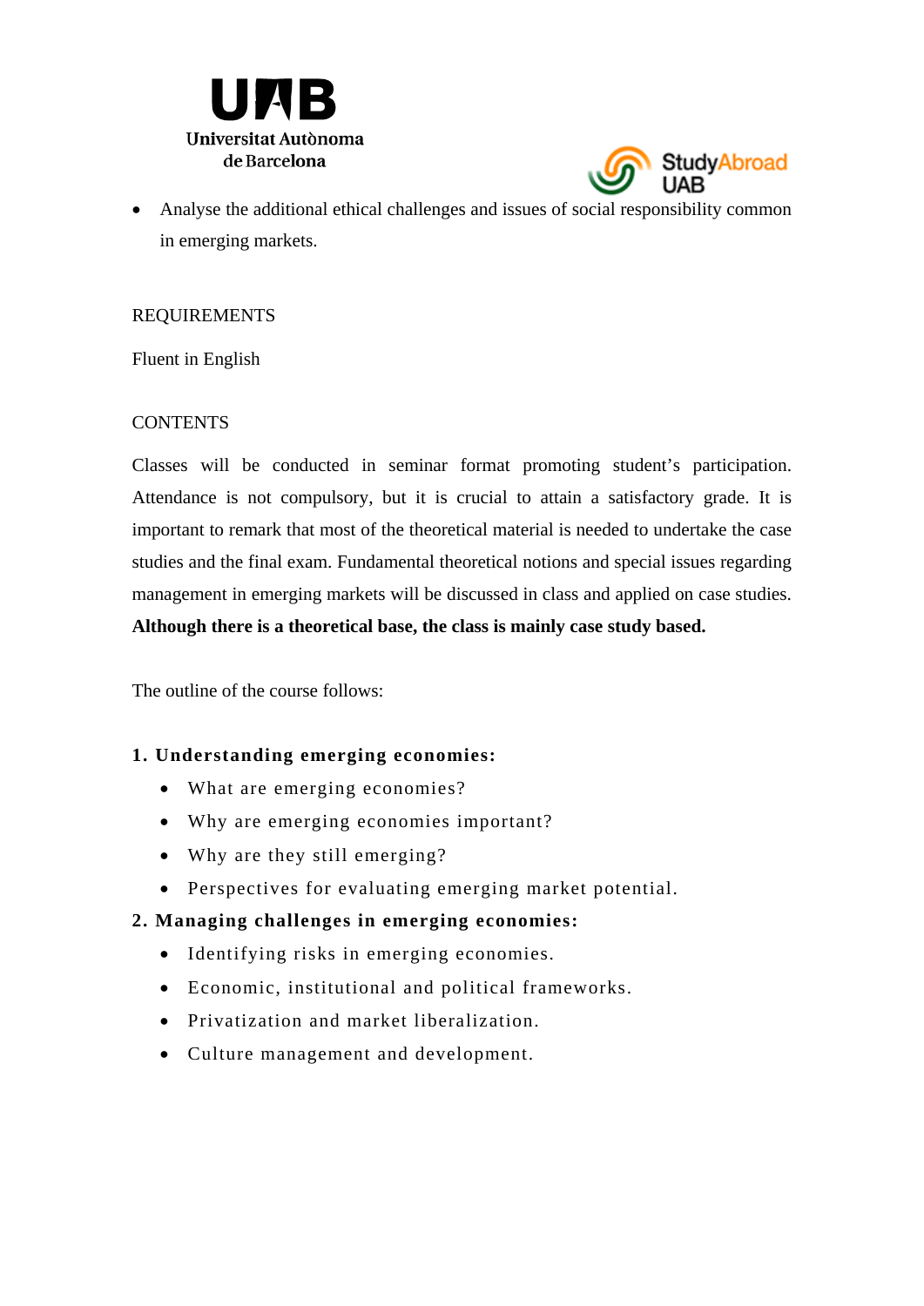- Analyse the additional ethical challenges and issues of social responsibility common in emerging markets.

REQUIREMENTS

Fluent in English

CONTENTS

Classes will be conducted in seminar format promoting student's participation. Attendance is not compulsory, but it is crucial to attain a satisfactory grade. It is important to remark that most of the theoretical material is needed to undertake the case studies and the final exam. Fundamental theoretical notions and special issues regarding management in emerging markets will be discussed in class and applied on case studies. **Although there is a theoretical base, the class is mainly case study based.**

The outline of the course follows:

**1. Understanding emerging economies:**

- What are emerging economies?
- Why are emerging economies important?
- Why are they still emerging?
- Perspectives for evaluating emerging market potential.

**2. Managing challenges in emerging economies:**

- Identifying risks in emerging economies.
- Economic, institutional and political frameworks.
- Privatization and market liberalization.
- Culture management and development.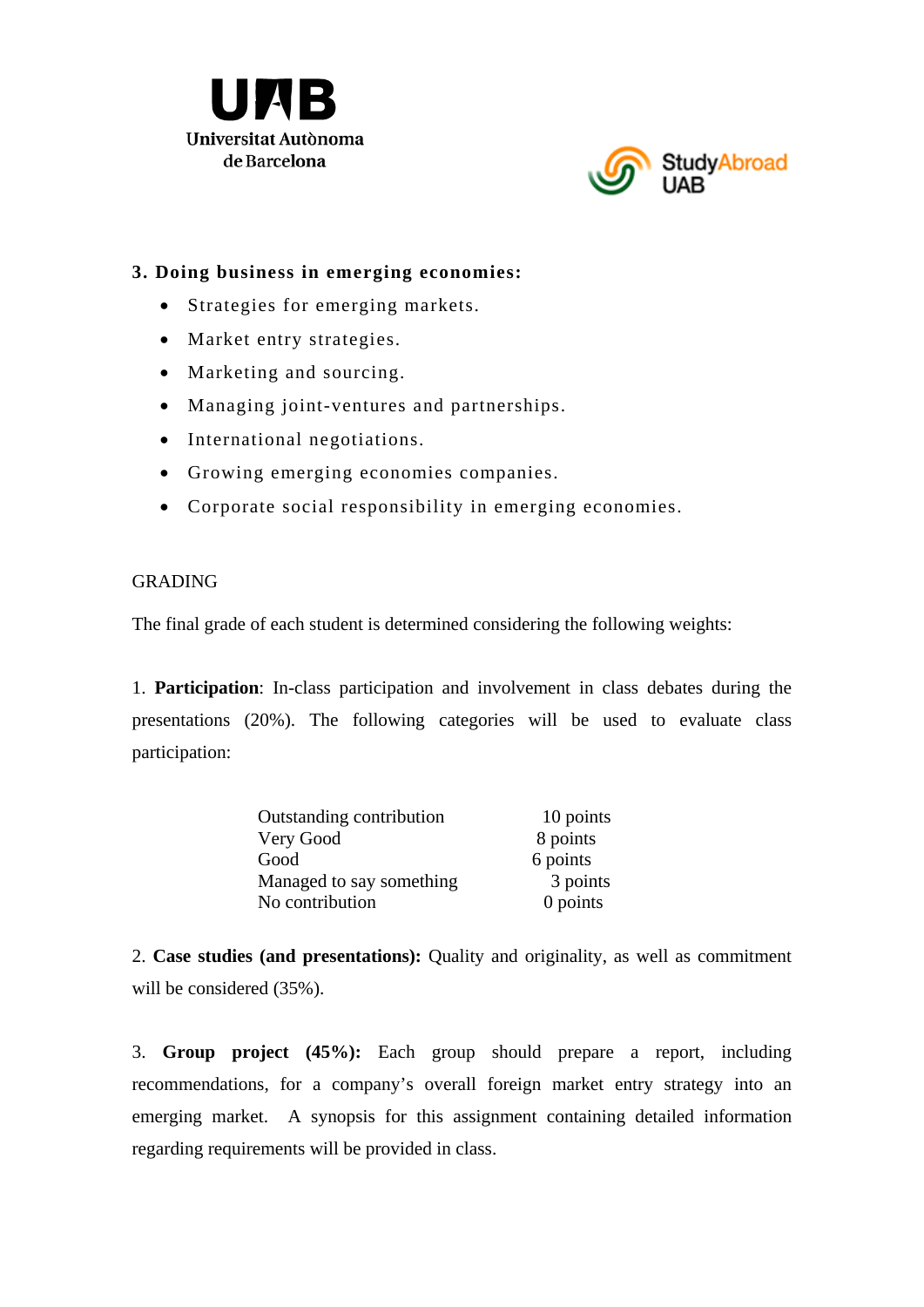**3. Doing business in emerging economies:**

- Strategies for emerging markets.
- Market entry strategies.
- Marketing and sourcing.
- Managing joint-ventures and partnerships.
- International negotiations.
- Growing emerging economies companies.
- Corporate social responsibility in emerging economies.

GRADING

The final grade of each student is determined considering the following weights:

1. **Participation**: In-class participation and involvement in class debates during the presentations (20%). The following categories will be used to evaluate class participation:

| | |
|---|---|
| Outstanding contribution | 10 points |
| Very Good | 8 points |
| Good | 6 points |
| Managed to say something | 3 points |
| No contribution | 0 points |

2. **Case studies (and presentations):** Quality and originality, as well as commitment will be considered (35%).

3. **Group project (45%):** Each group should prepare a report, including recommendations, for a company's overall foreign market entry strategy into an emerging market. A synopsis for this assignment containing detailed information regarding requirements will be provided in class.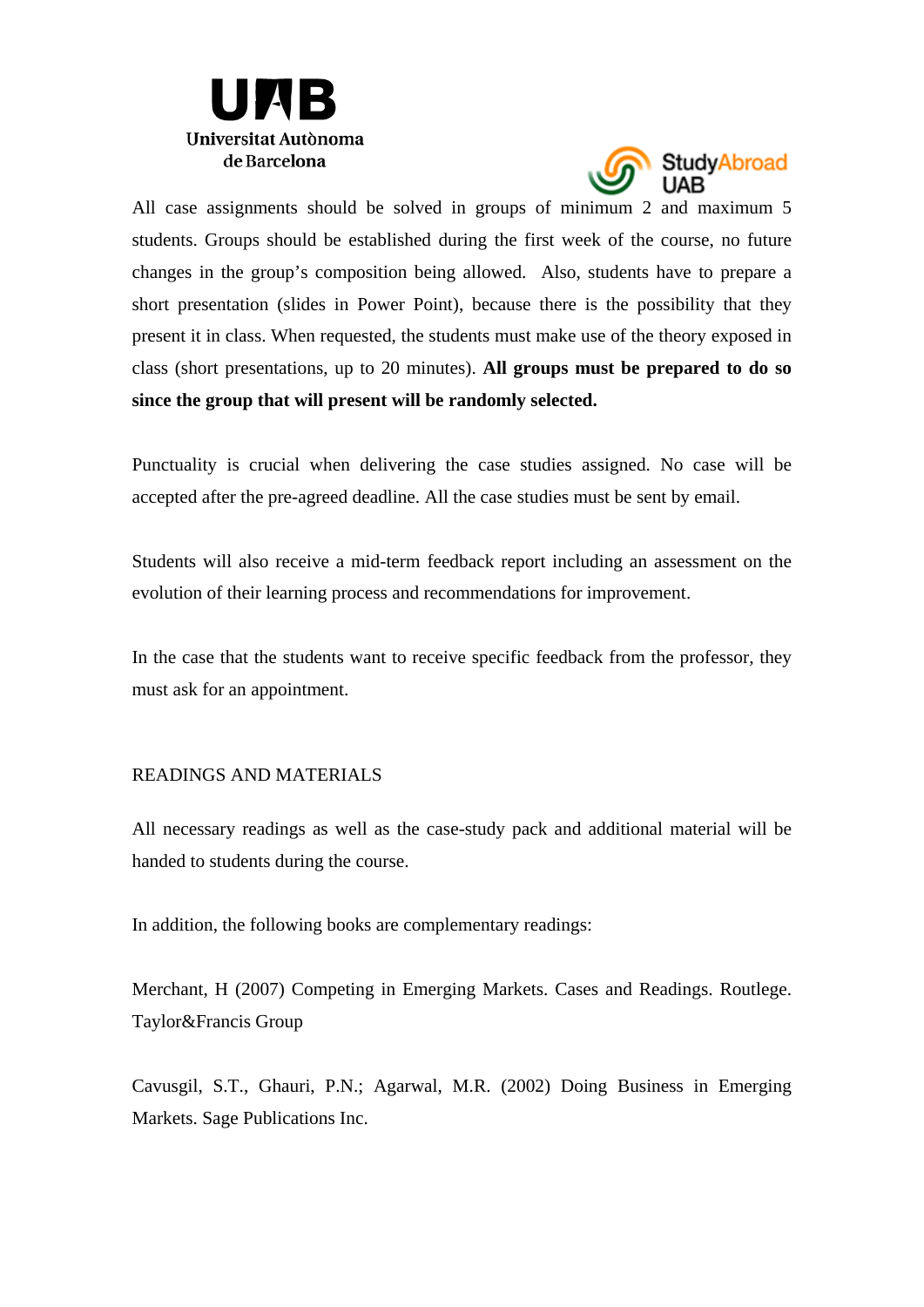All case assignments should be solved in groups of minimum 2 and maximum 5 students. Groups should be established during the first week of the course, no future changes in the group's composition being allowed. Also, students have to prepare a short presentation (slides in Power Point), because there is the possibility that they present it in class. When requested, the students must make use of the theory exposed in class (short presentations, up to 20 minutes). **All groups must be prepared to do so since the group that will present will be randomly selected.**

Punctuality is crucial when delivering the case studies assigned. No case will be accepted after the pre-agreed deadline. All the case studies must be sent by email.

Students will also receive a mid-term feedback report including an assessment on the evolution of their learning process and recommendations for improvement.

In the case that the students want to receive specific feedback from the professor, they must ask for an appointment.

## READINGS AND MATERIALS

All necessary readings as well as the case-study pack and additional material will be handed to students during the course.

In addition, the following books are complementary readings:

Merchant, H (2007) Competing in Emerging Markets. Cases and Readings. Routlege. Taylor&Francis Group

Cavusgil, S.T., Ghauri, P.N.; Agarwal, M.R. (2002) Doing Business in Emerging Markets. Sage Publications Inc.